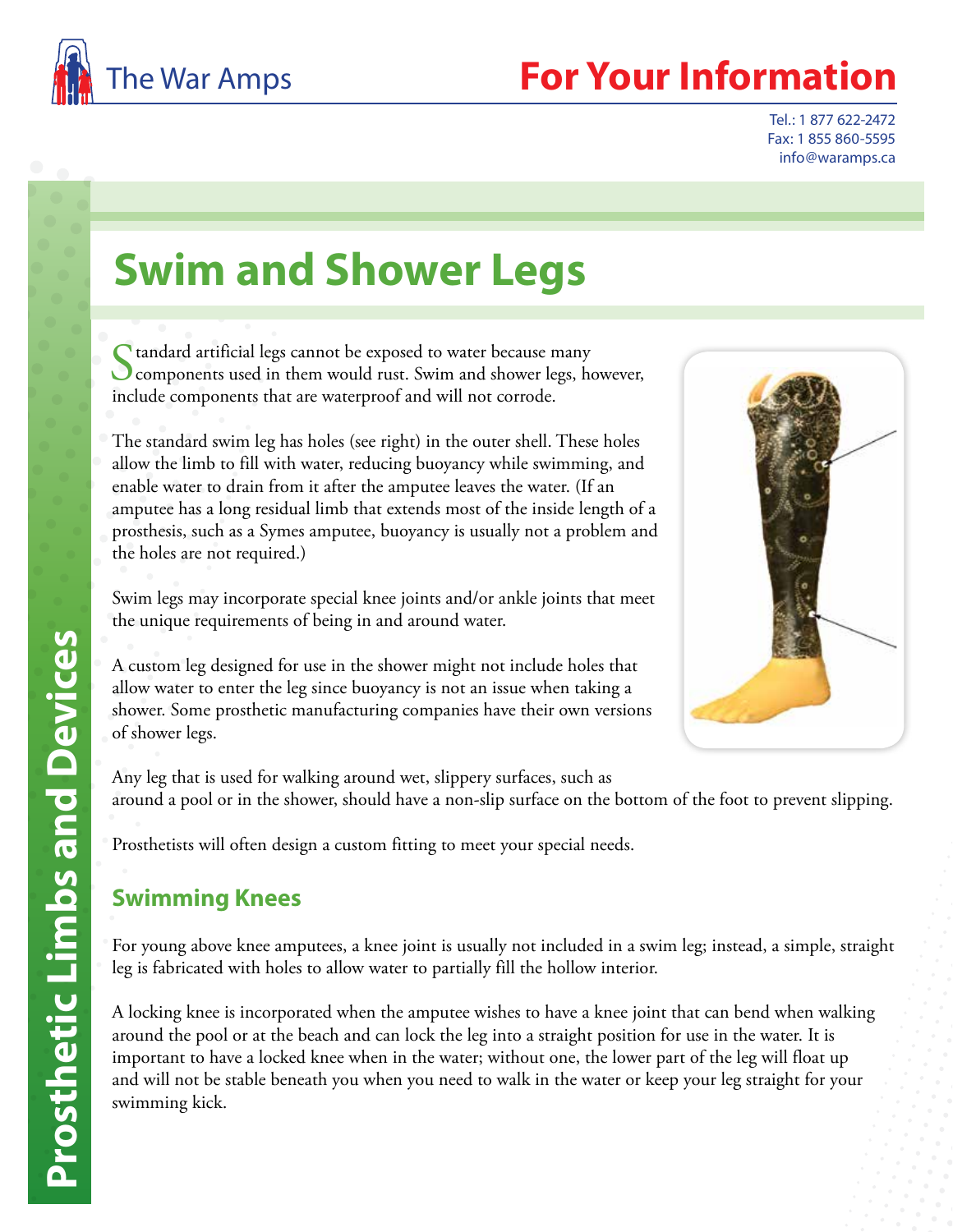The War Amps

# For Your Information

Tel.: 1 877 622-2472
Fax: 1 855 860-5595
info@waramps.ca

Prosthetic Limbs and Devices

## Swim and Shower Legs

Standard artificial legs cannot be exposed to water because many components used in them would rust. Swim and shower legs, however, include components that are waterproof and will not corrode.

The standard swim leg has holes (see right) in the outer shell. These holes allow the limb to fill with water, reducing buoyancy while swimming, and enable water to drain from it after the amputee leaves the water. (If an amputee has a long residual limb that extends most of the inside length of a prosthesis, such as a Symes amputee, buoyancy is usually not a problem and the holes are not required.)

Swim legs may incorporate special knee joints and/or ankle joints that meet the unique requirements of being in and around water.

A custom leg designed for use in the shower might not include holes that allow water to enter the leg since buoyancy is not an issue when taking a shower. Some prosthetic manufacturing companies have their own versions of shower legs.

Any leg that is used for walking around wet, slippery surfaces, such as around a pool or in the shower, should have a non-slip surface on the bottom of the foot to prevent slipping.

Prosthetists will often design a custom fitting to meet your special needs.

### Swimming Knees

For young above knee amputees, a knee joint is usually not included in a swim leg; instead, a simple, straight leg is fabricated with holes to allow water to partially fill the hollow interior.

A locking knee is incorporated when the amputee wishes to have a knee joint that can bend when walking around the pool or at the beach and can lock the leg into a straight position for use in the water. It is important to have a locked knee when in the water; without one, the lower part of the leg will float up and will not be stable beneath you when you need to walk in the water or keep your leg straight for your swimming kick.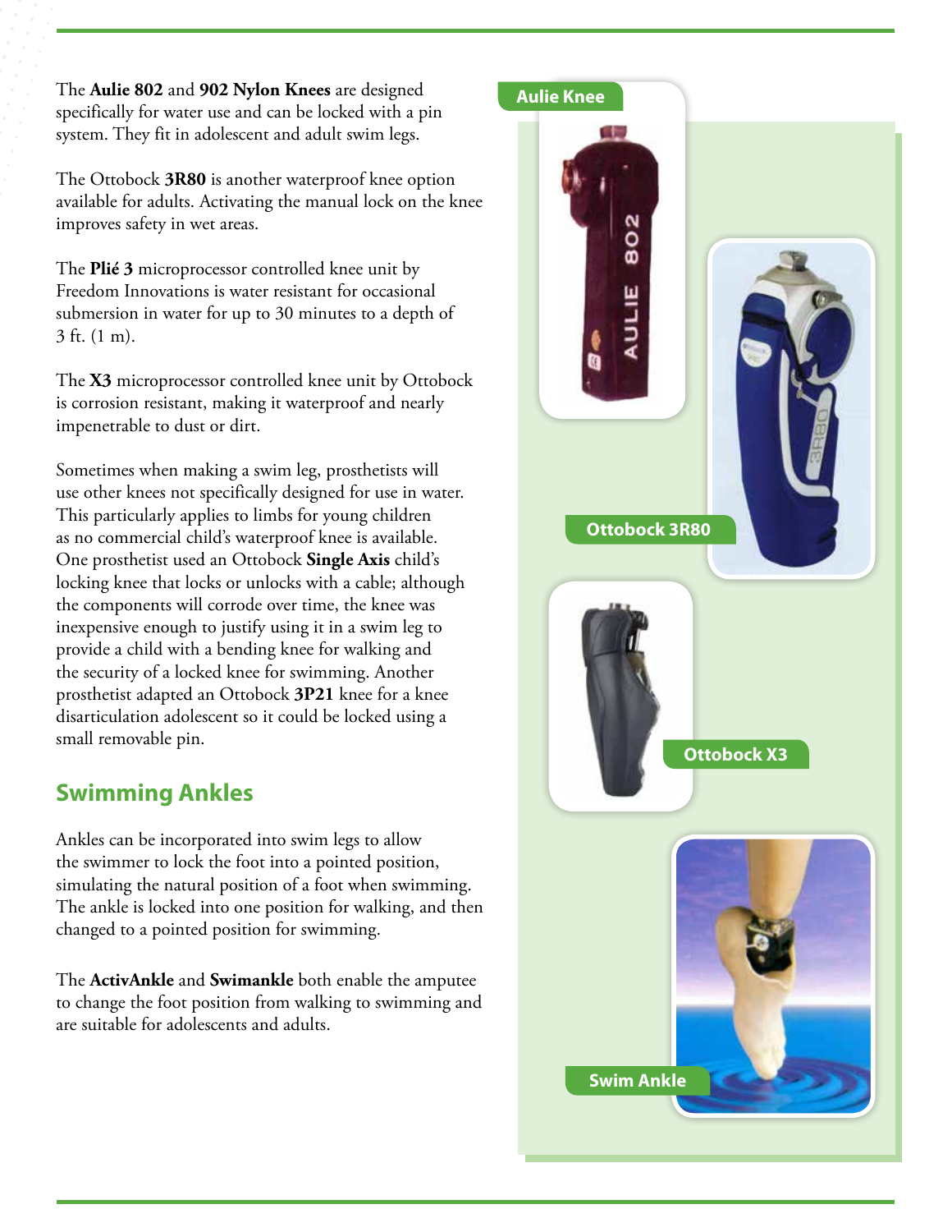The **Aulie 802** and **902 Nylon Knees** are designed specifically for water use and can be locked with a pin system. They fit in adolescent and adult swim legs.

The Ottobock **3R80** is another waterproof knee option available for adults. Activating the manual lock on the knee improves safety in wet areas.

The **Plié 3** microprocessor controlled knee unit by Freedom Innovations is water resistant for occasional submersion in water for up to 30 minutes to a depth of 3 ft. (1 m).

The **X3** microprocessor controlled knee unit by Ottobock is corrosion resistant, making it waterproof and nearly impenetrable to dust or dirt.

Sometimes when making a swim leg, prosthetists will use other knees not specifically designed for use in water. This particularly applies to limbs for young children as no commercial child's waterproof knee is available. One prosthetist used an Ottobock **Single Axis** child's locking knee that locks or unlocks with a cable; although the components will corrode over time, the knee was inexpensive enough to justify using it in a swim leg to provide a child with a bending knee for walking and the security of a locked knee for swimming. Another prosthetist adapted an Ottobock **3P21** knee for a knee disarticulation adolescent so it could be locked using a small removable pin.

## Swimming Ankles

Ankles can be incorporated into swim legs to allow the swimmer to lock the foot into a pointed position, simulating the natural position of a foot when swimming. The ankle is locked into one position for walking, and then changed to a pointed position for swimming.

The **ActivAnkle** and **Swimankle** both enable the amputee to change the foot position from walking to swimming and are suitable for adolescents and adults.

Aulie Knee

Ottobock 3R80

Ottobock X3

Swim Ankle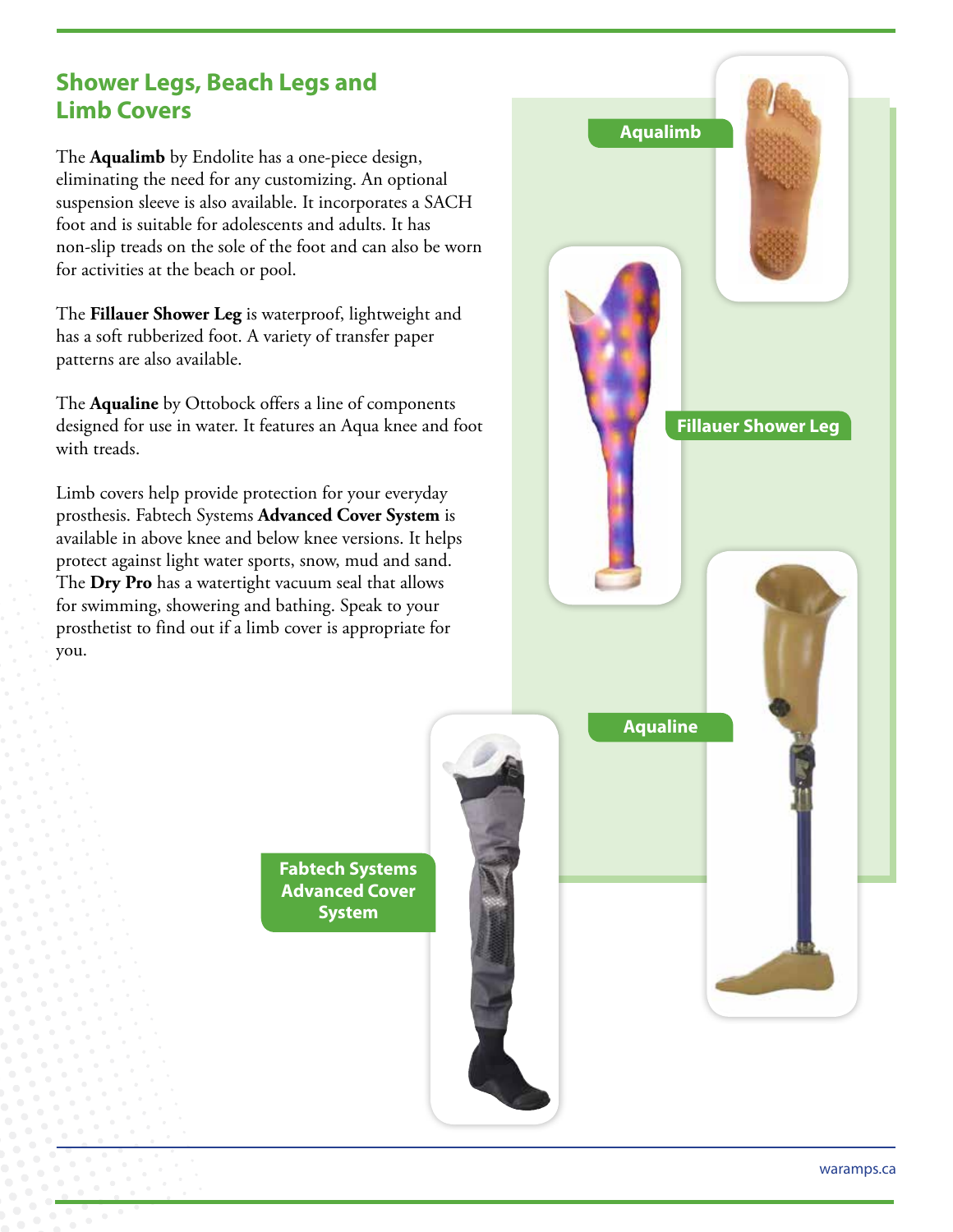## Shower Legs, Beach Legs and Limb Covers

The **Aqualimb** by Endolite has a one-piece design, eliminating the need for any customizing. An optional suspension sleeve is also available. It incorporates a SACH foot and is suitable for adolescents and adults. It has non-slip treads on the sole of the foot and can also be worn for activities at the beach or pool.

The **Fillauer Shower Leg** is waterproof, lightweight and has a soft rubberized foot. A variety of transfer paper patterns are also available.

The **Aqualine** by Ottobock offers a line of components designed for use in water. It features an Aqua knee and foot with treads.

Limb covers help provide protection for your everyday prosthesis. Fabtech Systems **Advanced Cover System** is available in above knee and below knee versions. It helps protect against light water sports, snow, mud and sand. The **Dry Pro** has a watertight vacuum seal that allows for swimming, showering and bathing. Speak to your prosthetist to find out if a limb cover is appropriate for you.

Aqualimb

Fillauer Shower Leg

Aqualine

Fabtech Systems Advanced Cover System